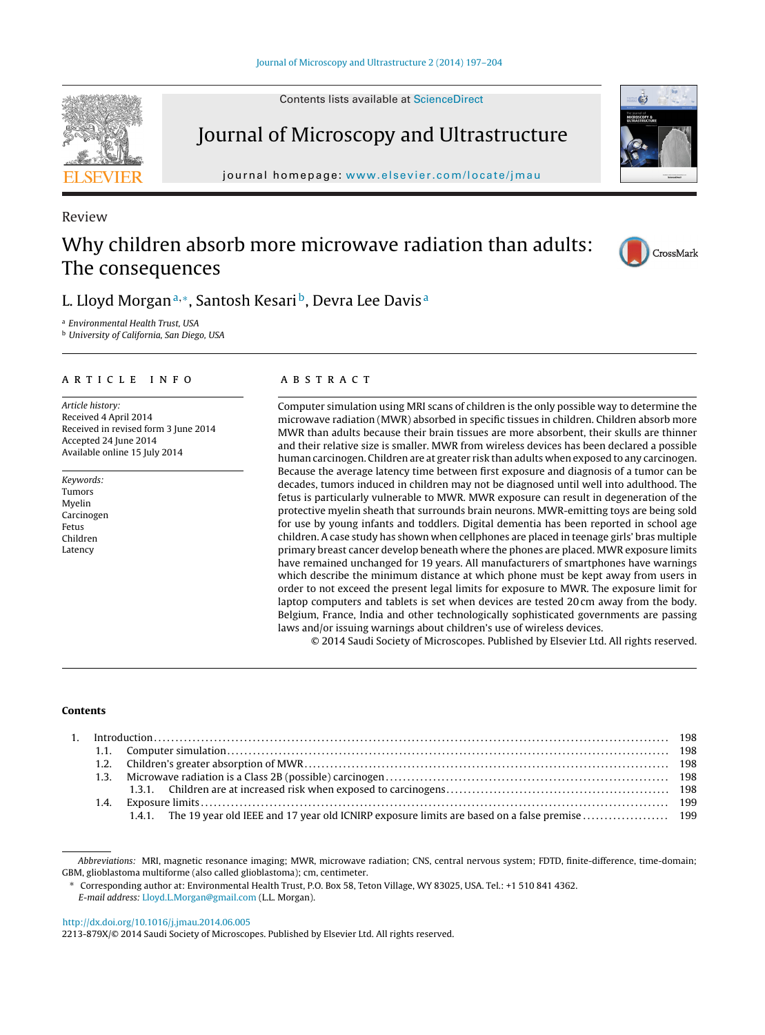Review

# Why children absorb more microwave radiation than adults: The consequences

L. Lloyd Morgan[a,*], Santosh Kesari[b], Devra Lee Davis[a]

[a] Environmental Health Trust, USA
[b] University of California, San Diego, USA

## ARTICLE INFO

*Article history:*
Received 4 April 2014
Received in revised form 3 June 2014
Accepted 24 June 2014
Available online 15 July 2014

*Keywords:*
Tumors
Myelin
Carcinogen
Fetus
Children
Latency

## ABSTRACT

Computer simulation using MRI scans of children is the only possible way to determine the microwave radiation (MWR) absorbed in specific tissues in children. Children absorb more MWR than adults because their brain tissues are more absorbent, their skulls are thinner and their relative size is smaller. MWR from wireless devices has been declared a possible human carcinogen. Children are at greater risk than adults when exposed to any carcinogen. Because the average latency time between first exposure and diagnosis of a tumor can be decades, tumors induced in children may not be diagnosed until well into adulthood. The fetus is particularly vulnerable to MWR. MWR exposure can result in degeneration of the protective myelin sheath that surrounds brain neurons. MWR-emitting toys are being sold for use by young infants and toddlers. Digital dementia has been reported in school age children. A case study has shown when cellphones are placed in teenage girls' bras multiple primary breast cancer develop beneath where the phones are placed. MWR exposure limits have remained unchanged for 19 years. All manufacturers of smartphones have warnings which describe the minimum distance at which phone must be kept away from users in order to not exceed the present legal limits for exposure to MWR. The exposure limit for laptop computers and tablets is set when devices are tested 20 cm away from the body. Belgium, France, India and other technologically sophisticated governments are passing laws and/or issuing warnings about children's use of wireless devices.

© 2014 Saudi Society of Microscopes. Published by Elsevier Ltd. All rights reserved.

## Contents

1. Introduction ........ 198
   1.1. Computer simulation ........ 198
   1.2. Children's greater absorption of MWR ........ 198
   1.3. Microwave radiation is a Class 2B (possible) carcinogen ........ 198
      1.3.1. Children are at increased risk when exposed to carcinogens ........ 198
   1.4. Exposure limits ........ 199
      1.4.1. The 19 year old IEEE and 17 year old ICNIRP exposure limits are based on a false premise ........ 199

*Abbreviations:* MRI, magnetic resonance imaging; MWR, microwave radiation; CNS, central nervous system; FDTD, finite-difference, time-domain; GBM, glioblastoma multiforme (also called glioblastoma); cm, centimeter.

\* Corresponding author at: Environmental Health Trust, P.O. Box 58, Teton Village, WY 83025, USA. Tel.: +1 510 841 4362.
*E-mail address:* Lloyd.L.Morgan@gmail.com (L.L. Morgan).

http://dx.doi.org/10.1016/j.jmau.2014.06.005
2213-879X/© 2014 Saudi Society of Microscopes. Published by Elsevier Ltd. All rights reserved.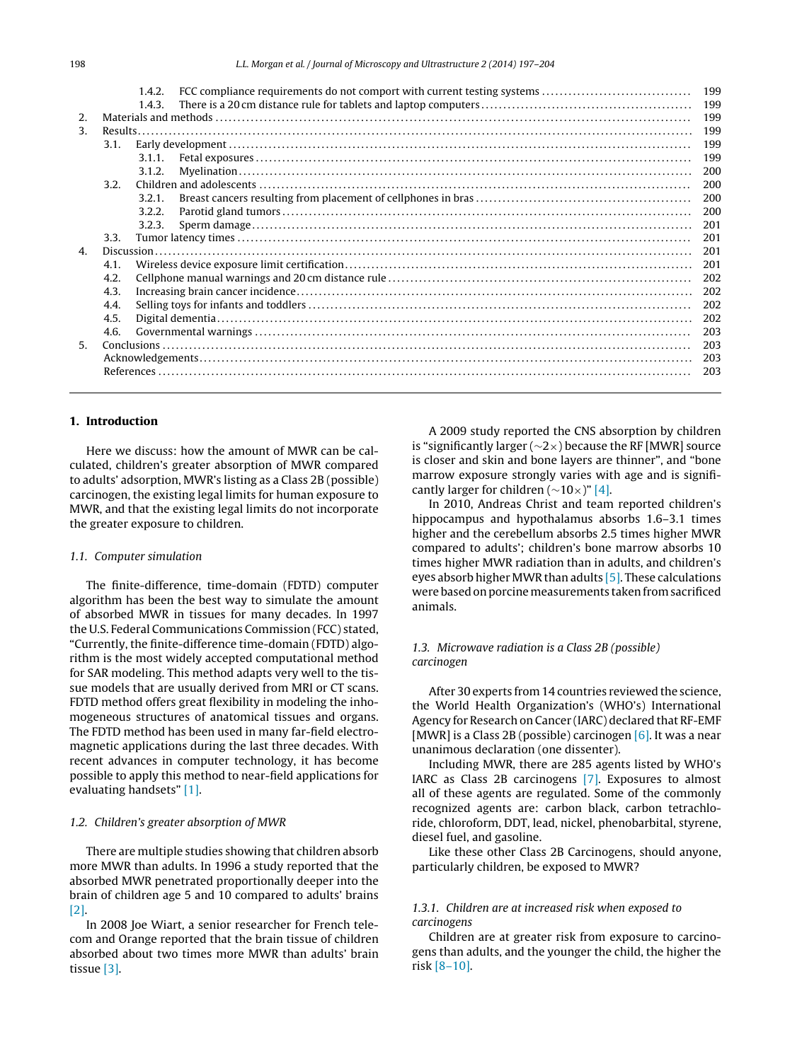1.4.2. FCC compliance requirements do not comport with current testing systems ..... 199
1.4.3. There is a 20 cm distance rule for tablets and laptop computers ..... 199
2. Materials and methods ..... 199
3. Results ..... 199
3.1. Early development ..... 199
3.1.1. Fetal exposures ..... 199
3.1.2. Myelination ..... 200
3.2. Children and adolescents ..... 200
3.2.1. Breast cancers resulting from placement of cellphones in bras ..... 200
3.2.2. Parotid gland tumors ..... 200
3.2.3. Sperm damage ..... 201
3.3. Tumor latency times ..... 201
4. Discussion ..... 201
4.1. Wireless device exposure limit certification ..... 201
4.2. Cellphone manual warnings and 20 cm distance rule ..... 202
4.3. Increasing brain cancer incidence ..... 202
4.4. Selling toys for infants and toddlers ..... 202
4.5. Digital dementia ..... 202
4.6. Governmental warnings ..... 203
5. Conclusions ..... 203
Acknowledgements ..... 203
References ..... 203

## 1. Introduction

Here we discuss: how the amount of MWR can be calculated, children's greater absorption of MWR compared to adults' adsorption, MWR's listing as a Class 2B (possible) carcinogen, the existing legal limits for human exposure to MWR, and that the existing legal limits do not incorporate the greater exposure to children.

### *1.1. Computer simulation*

The finite-difference, time-domain (FDTD) computer algorithm has been the best way to simulate the amount of absorbed MWR in tissues for many decades. In 1997 the U.S. Federal Communications Commission (FCC) stated, "Currently, the finite-difference time-domain (FDTD) algorithm is the most widely accepted computational method for SAR modeling. This method adapts very well to the tissue models that are usually derived from MRI or CT scans. FDTD method offers great flexibility in modeling the inhomogeneous structures of anatomical tissues and organs. The FDTD method has been used in many far-field electromagnetic applications during the last three decades. With recent advances in computer technology, it has become possible to apply this method to near-field applications for evaluating handsets" [1].

### *1.2. Children's greater absorption of MWR*

There are multiple studies showing that children absorb more MWR than adults. In 1996 a study reported that the absorbed MWR penetrated proportionally deeper into the brain of children age 5 and 10 compared to adults' brains [2].

In 2008 Joe Wiart, a senior researcher for French telecom and Orange reported that the brain tissue of children absorbed about two times more MWR than adults' brain tissue [3].

A 2009 study reported the CNS absorption by children is "significantly larger ($\sim 2\times$) because the RF [MWR] source is closer and skin and bone layers are thinner", and "bone marrow exposure strongly varies with age and is significantly larger for children ($\sim 10\times$)" [4].

In 2010, Andreas Christ and team reported children's hippocampus and hypothalamus absorbs 1.6–3.1 times higher and the cerebellum absorbs 2.5 times higher MWR compared to adults'; children's bone marrow absorbs 10 times higher MWR radiation than in adults, and children's eyes absorb higher MWR than adults [5]. These calculations were based on porcine measurements taken from sacrificed animals.

### *1.3. Microwave radiation is a Class 2B (possible) carcinogen*

After 30 experts from 14 countries reviewed the science, the World Health Organization's (WHO's) International Agency for Research on Cancer (IARC) declared that RF-EMF [MWR] is a Class 2B (possible) carcinogen [6]. It was a near unanimous declaration (one dissenter).

Including MWR, there are 285 agents listed by WHO's IARC as Class 2B carcinogens [7]. Exposures to almost all of these agents are regulated. Some of the commonly recognized agents are: carbon black, carbon tetrachloride, chloroform, DDT, lead, nickel, phenobarbital, styrene, diesel fuel, and gasoline.

Like these other Class 2B Carcinogens, should anyone, particularly children, be exposed to MWR?

#### *1.3.1. Children are at increased risk when exposed to carcinogens*

Children are at greater risk from exposure to carcinogens than adults, and the younger the child, the higher the risk [8–10].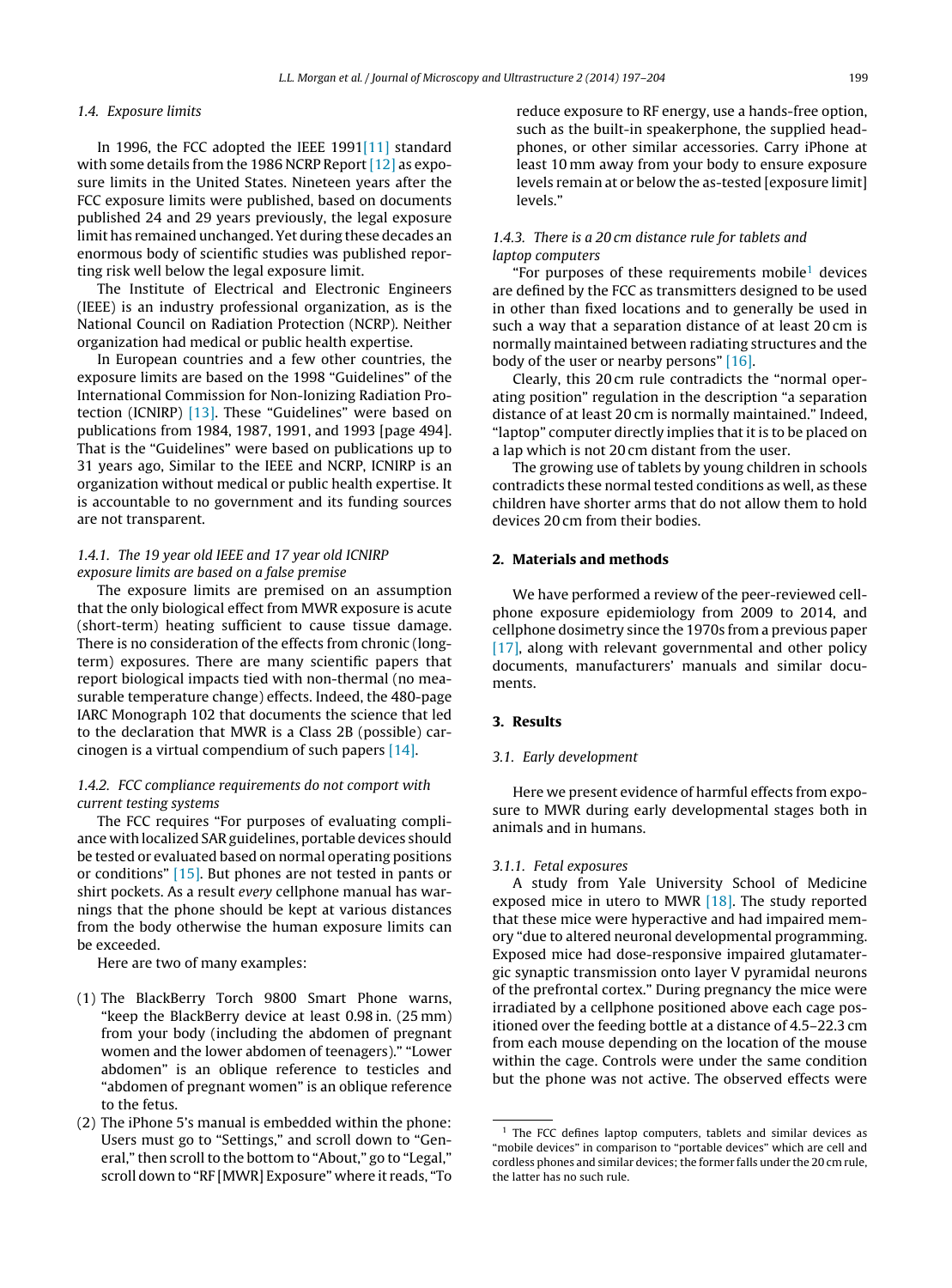### 1.4. Exposure limits

In 1996, the FCC adopted the IEEE 1991[11] standard with some details from the 1986 NCRP Report [12] as exposure limits in the United States. Nineteen years after the FCC exposure limits were published, based on documents published 24 and 29 years previously, the legal exposure limit has remained unchanged. Yet during these decades an enormous body of scientific studies was published reporting risk well below the legal exposure limit.

The Institute of Electrical and Electronic Engineers (IEEE) is an industry professional organization, as is the National Council on Radiation Protection (NCRP). Neither organization had medical or public health expertise.

In European countries and a few other countries, the exposure limits are based on the 1998 "Guidelines" of the International Commission for Non-Ionizing Radiation Protection (ICNIRP) [13]. These "Guidelines" were based on publications from 1984, 1987, 1991, and 1993 [page 494]. That is the "Guidelines" were based on publications up to 31 years ago, Similar to the IEEE and NCRP, ICNIRP is an organization without medical or public health expertise. It is accountable to no government and its funding sources are not transparent.

#### 1.4.1. The 19 year old IEEE and 17 year old ICNIRP exposure limits are based on a false premise

The exposure limits are premised on an assumption that the only biological effect from MWR exposure is acute (short-term) heating sufficient to cause tissue damage. There is no consideration of the effects from chronic (long-term) exposures. There are many scientific papers that report biological impacts tied with non-thermal (no measurable temperature change) effects. Indeed, the 480-page IARC Monograph 102 that documents the science that led to the declaration that MWR is a Class 2B (possible) carcinogen is a virtual compendium of such papers [14].

#### 1.4.2. FCC compliance requirements do not comport with current testing systems

The FCC requires "For purposes of evaluating compliance with localized SAR guidelines, portable devices should be tested or evaluated based on normal operating positions or conditions" [15]. But phones are not tested in pants or shirt pockets. As a result *every* cellphone manual has warnings that the phone should be kept at various distances from the body otherwise the human exposure limits can be exceeded.

Here are two of many examples:

(1) The BlackBerry Torch 9800 Smart Phone warns, "keep the BlackBerry device at least 0.98 in. (25 mm) from your body (including the abdomen of pregnant women and the lower abdomen of teenagers)." "Lower abdomen" is an oblique reference to testicles and "abdomen of pregnant women" is an oblique reference to the fetus.

(2) The iPhone 5's manual is embedded within the phone: Users must go to "Settings," and scroll down to "General," then scroll to the bottom to "About," go to "Legal," scroll down to "RF [MWR] Exposure" where it reads, "To reduce exposure to RF energy, use a hands-free option, such as the built-in speakerphone, the supplied headphones, or other similar accessories. Carry iPhone at least 10 mm away from your body to ensure exposure levels remain at or below the as-tested [exposure limit] levels."

#### 1.4.3. There is a 20 cm distance rule for tablets and laptop computers

"For purposes of these requirements mobile[1] devices are defined by the FCC as transmitters designed to be used in other than fixed locations and to generally be used in such a way that a separation distance of at least 20 cm is normally maintained between radiating structures and the body of the user or nearby persons" [16].

Clearly, this 20 cm rule contradicts the "normal operating position" regulation in the description "a separation distance of at least 20 cm is normally maintained." Indeed, "laptop" computer directly implies that it is to be placed on a lap which is not 20 cm distant from the user.

The growing use of tablets by young children in schools contradicts these normal tested conditions as well, as these children have shorter arms that do not allow them to hold devices 20 cm from their bodies.

## 2. Materials and methods

We have performed a review of the peer-reviewed cellphone exposure epidemiology from 2009 to 2014, and cellphone dosimetry since the 1970s from a previous paper [17], along with relevant governmental and other policy documents, manufacturers' manuals and similar documents.

## 3. Results

### 3.1. Early development

Here we present evidence of harmful effects from exposure to MWR during early developmental stages both in animals and in humans.

#### 3.1.1. Fetal exposures

A study from Yale University School of Medicine exposed mice in utero to MWR [18]. The study reported that these mice were hyperactive and had impaired memory "due to altered neuronal developmental programming. Exposed mice had dose-responsive impaired glutamatergic synaptic transmission onto layer V pyramidal neurons of the prefrontal cortex." During pregnancy the mice were irradiated by a cellphone positioned above each cage positioned over the feeding bottle at a distance of 4.5–22.3 cm from each mouse depending on the location of the mouse within the cage. Controls were under the same condition but the phone was not active. The observed effects were

[1] The FCC defines laptop computers, tablets and similar devices as "mobile devices" in comparison to "portable devices" which are cell and cordless phones and similar devices; the former falls under the 20 cm rule, the latter has no such rule.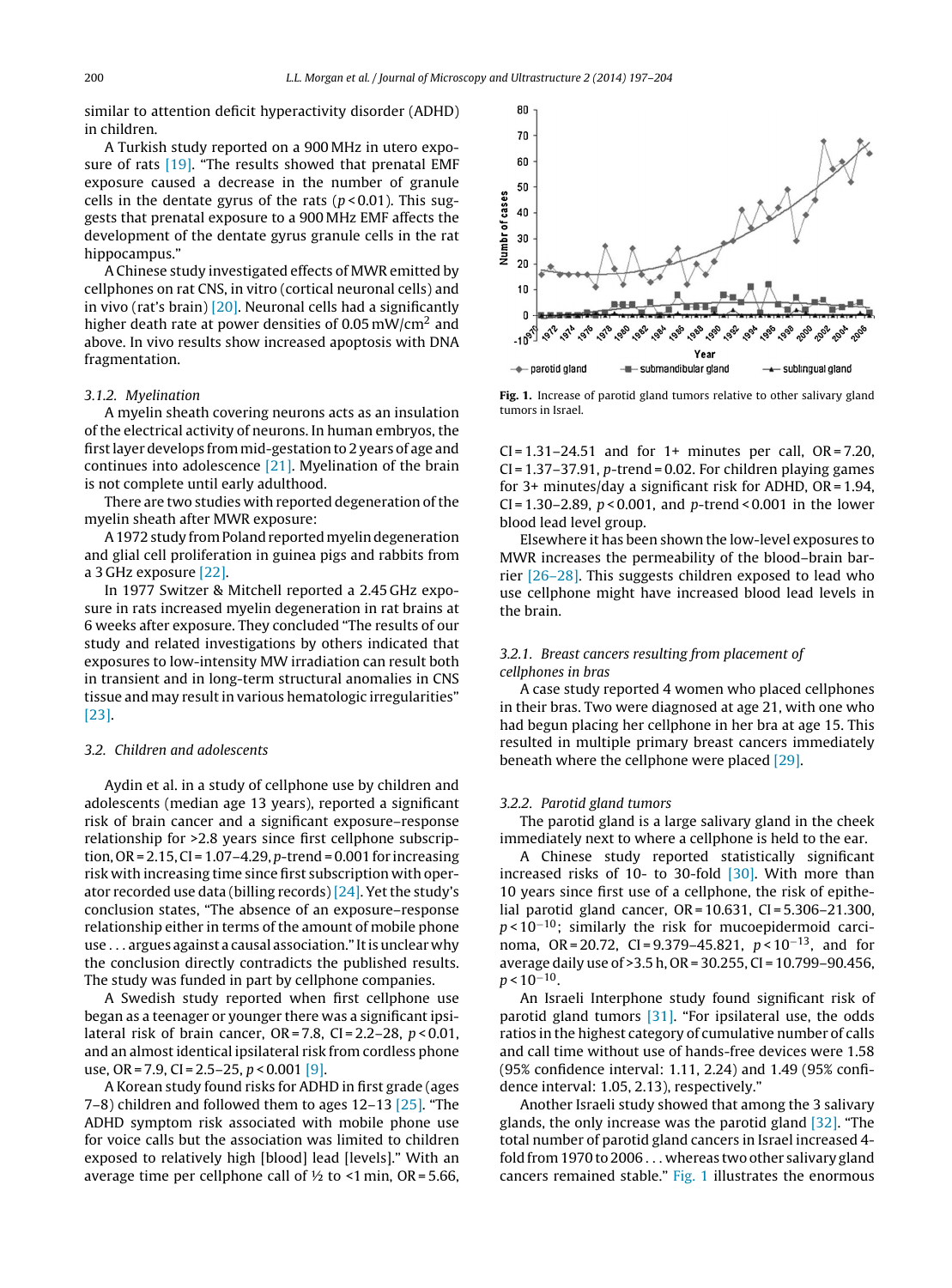similar to attention deficit hyperactivity disorder (ADHD) in children.

A Turkish study reported on a 900 MHz in utero exposure of rats [19]. "The results showed that prenatal EMF exposure caused a decrease in the number of granule cells in the dentate gyrus of the rats ($p < 0.01$). This suggests that prenatal exposure to a 900 MHz EMF affects the development of the dentate gyrus granule cells in the rat hippocampus."

A Chinese study investigated effects of MWR emitted by cellphones on rat CNS, in vitro (cortical neuronal cells) and in vivo (rat's brain) [20]. Neuronal cells had a significantly higher death rate at power densities of 0.05 mW/cm$^2$ and above. In vivo results show increased apoptosis with DNA fragmentation.

#### 3.1.2. Myelination

A myelin sheath covering neurons acts as an insulation of the electrical activity of neurons. In human embryos, the first layer develops from mid-gestation to 2 years of age and continues into adolescence [21]. Myelination of the brain is not complete until early adulthood.

There are two studies with reported degeneration of the myelin sheath after MWR exposure:

A 1972 study from Poland reported myelin degeneration and glial cell proliferation in guinea pigs and rabbits from a 3 GHz exposure [22].

In 1977 Switzer & Mitchell reported a 2.45 GHz exposure in rats increased myelin degeneration in rat brains at 6 weeks after exposure. They concluded "The results of our study and related investigations by others indicated that exposures to low-intensity MW irradiation can result both in transient and in long-term structural anomalies in CNS tissue and may result in various hematologic irregularities" [23].

### 3.2. Children and adolescents

Aydin et al. in a study of cellphone use by children and adolescents (median age 13 years), reported a significant risk of brain cancer and a significant exposure–response relationship for >2.8 years since first cellphone subscription, OR = 2.15, CI = 1.07–4.29, $p$-trend = 0.001 for increasing risk with increasing time since first subscription with operator recorded use data (billing records) [24]. Yet the study's conclusion states, "The absence of an exposure–response relationship either in terms of the amount of mobile phone use . . . argues against a causal association." It is unclear why the conclusion directly contradicts the published results. The study was funded in part by cellphone companies.

A Swedish study reported when first cellphone use began as a teenager or younger there was a significant ipsilateral risk of brain cancer, OR = 7.8, CI = 2.2–28, $p < 0.01$, and an almost identical ipsilateral risk from cordless phone use, OR = 7.9, CI = 2.5–25, $p < 0.001$ [9].

A Korean study found risks for ADHD in first grade (ages 7–8) children and followed them to ages 12–13 [25]. "The ADHD symptom risk associated with mobile phone use for voice calls but the association was limited to children exposed to relatively high [blood] lead [levels]." With an average time per cellphone call of ½ to <1 min, OR = 5.66, CI = 1.31–24.51 and for 1+ minutes per call, OR = 7.20, CI = 1.37–37.91, $p$-trend = 0.02. For children playing games for 3+ minutes/day a significant risk for ADHD, OR = 1.94, CI = 1.30–2.89, $p < 0.001$, and $p$-trend < 0.001 in the lower blood lead level group.

Elsewhere it has been shown the low-level exposures to MWR increases the permeability of the blood–brain barrier [26–28]. This suggests children exposed to lead who use cellphone might have increased blood lead levels in the brain.

80
70
60
50
40
30
20
10
0
-10
Numbr of cases
1970 1972 1974 1976 1978 1980 1982 1984 1986 1988 1990 1992 1994 1996 1998 2000 2002 2004 2006
Year
parotid gland
submandibular gland
sublingual gland

**Fig. 1.** Increase of parotid gland tumors relative to other salivary gland tumors in Israel.

#### 3.2.1. Breast cancers resulting from placement of cellphones in bras

A case study reported 4 women who placed cellphones in their bras. Two were diagnosed at age 21, with one who had begun placing her cellphone in her bra at age 15. This resulted in multiple primary breast cancers immediately beneath where the cellphone were placed [29].

#### 3.2.2. Parotid gland tumors

The parotid gland is a large salivary gland in the cheek immediately next to where a cellphone is held to the ear.

A Chinese study reported statistically significant increased risks of 10- to 30-fold [30]. With more than 10 years since first use of a cellphone, the risk of epithelial parotid gland cancer, OR = 10.631, CI = 5.306–21.300, $p < 10^{-10}$; similarly the risk for mucoepidermoid carcinoma, OR = 20.72, CI = 9.379–45.821, $p < 10^{-13}$, and for average daily use of >3.5 h, OR = 30.255, CI = 10.799–90.456, $p < 10^{-10}$.

An Israeli Interphone study found significant risk of parotid gland tumors [31]. "For ipsilateral use, the odds ratios in the highest category of cumulative number of calls and call time without use of hands-free devices were 1.58 (95% confidence interval: 1.11, 2.24) and 1.49 (95% confidence interval: 1.05, 2.13), respectively."

Another Israeli study showed that among the 3 salivary glands, the only increase was the parotid gland [32]. "The total number of parotid gland cancers in Israel increased 4-fold from 1970 to 2006 . . . whereas two other salivary gland cancers remained stable." Fig. 1 illustrates the enormous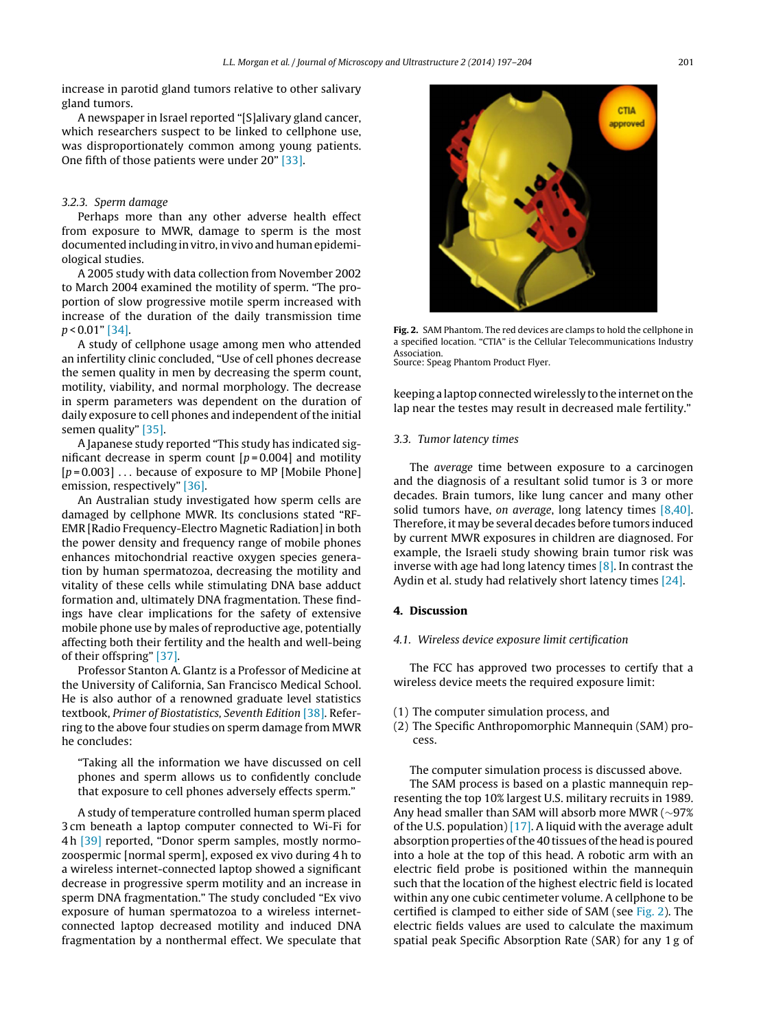increase in parotid gland tumors relative to other salivary gland tumors.

A newspaper in Israel reported "[S]alivary gland cancer, which researchers suspect to be linked to cellphone use, was disproportionately common among young patients. One fifth of those patients were under 20" [33].

### 3.2.3. Sperm damage

Perhaps more than any other adverse health effect from exposure to MWR, damage to sperm is the most documented including in vitro, in vivo and human epidemiological studies.

A 2005 study with data collection from November 2002 to March 2004 examined the motility of sperm. "The proportion of slow progressive motile sperm increased with increase of the duration of the daily transmission time $p < 0.01$" [34].

A study of cellphone usage among men who attended an infertility clinic concluded, "Use of cell phones decrease the semen quality in men by decreasing the sperm count, motility, viability, and normal morphology. The decrease in sperm parameters was dependent on the duration of daily exposure to cell phones and independent of the initial semen quality" [35].

A Japanese study reported "This study has indicated significant decrease in sperm count [$p = 0.004$] and motility [$p = 0.003$] ... because of exposure to MP [Mobile Phone] emission, respectively" [36].

An Australian study investigated how sperm cells are damaged by cellphone MWR. Its conclusions stated "RF-EMR [Radio Frequency-Electro Magnetic Radiation] in both the power density and frequency range of mobile phones enhances mitochondrial reactive oxygen species generation by human spermatozoa, decreasing the motility and vitality of these cells while stimulating DNA base adduct formation and, ultimately DNA fragmentation. These findings have clear implications for the safety of extensive mobile phone use by males of reproductive age, potentially affecting both their fertility and the health and well-being of their offspring" [37].

Professor Stanton A. Glantz is a Professor of Medicine at the University of California, San Francisco Medical School. He is also author of a renowned graduate level statistics textbook, *Primer of Biostatistics, Seventh Edition* [38]. Referring to the above four studies on sperm damage from MWR he concludes:

> "Taking all the information we have discussed on cell phones and sperm allows us to confidently conclude that exposure to cell phones adversely effects sperm."

A study of temperature controlled human sperm placed 3 cm beneath a laptop computer connected to Wi-Fi for 4 h [39] reported, "Donor sperm samples, mostly normozoospermic [normal sperm], exposed ex vivo during 4 h to a wireless internet-connected laptop showed a significant decrease in progressive sperm motility and an increase in sperm DNA fragmentation." The study concluded "Ex vivo exposure of human spermatozoa to a wireless internet-connected laptop decreased motility and induced DNA fragmentation by a nonthermal effect. We speculate that keeping a laptop connected wirelessly to the internet on the lap near the testes may result in decreased male fertility."

**Fig. 2.** SAM Phantom. The red devices are clamps to hold the cellphone in a specified location. "CTIA" is the Cellular Telecommunications Industry Association.
Source: Speag Phantom Product Flyer.

## 3.3. Tumor latency times

The *average* time between exposure to a carcinogen and the diagnosis of a resultant solid tumor is 3 or more decades. Brain tumors, like lung cancer and many other solid tumors have, *on average*, long latency times [8,40]. Therefore, it may be several decades before tumors induced by current MWR exposures in children are diagnosed. For example, the Israeli study showing brain tumor risk was inverse with age had long latency times [8]. In contrast the Aydin et al. study had relatively short latency times [24].

# 4. Discussion

## 4.1. Wireless device exposure limit certification

The FCC has approved two processes to certify that a wireless device meets the required exposure limit:

(1) The computer simulation process, and
(2) The Specific Anthropomorphic Mannequin (SAM) process.

The computer simulation process is discussed above.

The SAM process is based on a plastic mannequin representing the top 10% largest U.S. military recruits in 1989. Any head smaller than SAM will absorb more MWR (~97% of the U.S. population) [17]. A liquid with the average adult absorption properties of the 40 tissues of the head is poured into a hole at the top of this head. A robotic arm with an electric field probe is positioned within the mannequin such that the location of the highest electric field is located within any one cubic centimeter volume. A cellphone to be certified is clamped to either side of SAM (see Fig. 2). The electric fields values are used to calculate the maximum spatial peak Specific Absorption Rate (SAR) for any 1 g of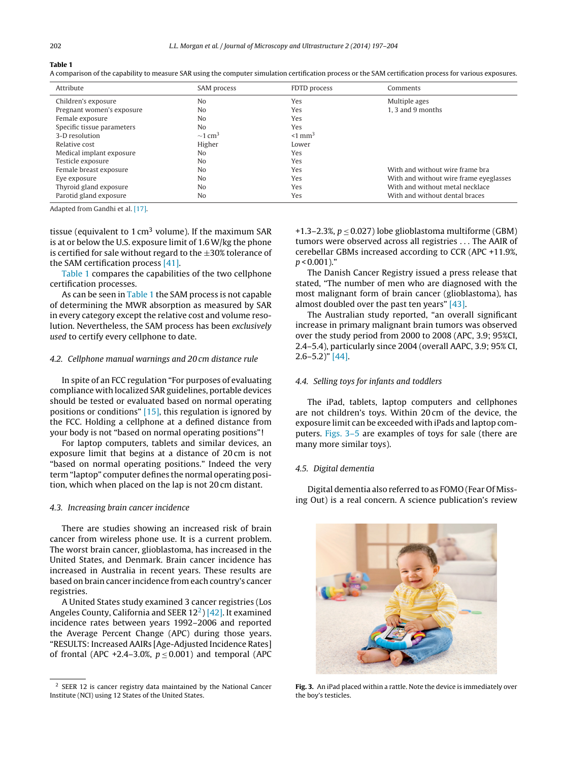**Table 1**
A comparison of the capability to measure SAR using the computer simulation certification process or the SAM certification process for various exposures.

| Attribute | SAM process | FDTD process | Comments |
|---|---|---|---|
| Children's exposure | No | Yes | Multiple ages |
| Pregnant women's exposure | No | Yes | 1, 3 and 9 months |
| Female exposure | No | Yes | |
| Specific tissue parameters | No | Yes | |
| 3-D resolution | ~1 $cm^3$ | <1 $mm^3$ | |
| Relative cost | Higher | Lower | |
| Medical implant exposure | No | Yes | |
| Testicle exposure | No | Yes | |
| Female breast exposure | No | Yes | With and without wire frame bra |
| Eye exposure | No | Yes | With and without wire frame eyeglasses |
| Thyroid gland exposure | No | Yes | With and without metal necklace |
| Parotid gland exposure | No | Yes | With and without dental braces |

Adapted from Gandhi et al. [17].

tissue (equivalent to 1 $cm^3$ volume). If the maximum SAR is at or below the U.S. exposure limit of 1.6 W/kg the phone is certified for sale without regard to the ±30% tolerance of the SAM certification process [41].

Table 1 compares the capabilities of the two cellphone certification processes.

As can be seen in Table 1 the SAM process is not capable of determining the MWR absorption as measured by SAR in every category except the relative cost and volume resolution. Nevertheless, the SAM process has been *exclusively used* to certify every cellphone to date.

### 4.2. Cellphone manual warnings and 20 cm distance rule

In spite of an FCC regulation "For purposes of evaluating compliance with localized SAR guidelines, portable devices should be tested or evaluated based on normal operating positions or conditions" [15], this regulation is ignored by the FCC. Holding a cellphone at a defined distance from your body is not "based on normal operating positions"!

For laptop computers, tablets and similar devices, an exposure limit that begins at a distance of 20 cm is not "based on normal operating positions." Indeed the very term "laptop" computer defines the normal operating position, which when placed on the lap is not 20 cm distant.

### 4.3. Increasing brain cancer incidence

There are studies showing an increased risk of brain cancer from wireless phone use. It is a current problem. The worst brain cancer, glioblastoma, has increased in the United States, and Denmark. Brain cancer incidence has increased in Australia in recent years. These results are based on brain cancer incidence from each country's cancer registries.

A United States study examined 3 cancer registries (Los Angeles County, California and SEER 12[2]) [42]. It examined incidence rates between years 1992–2006 and reported the Average Percent Change (APC) during those years. "RESULTS: Increased AAIRs [Age-Adjusted Incidence Rates] of frontal (APC +2.4–3.0%, $p \leq 0.001$) and temporal (APC +1.3–2.3%, $p \leq 0.027$) lobe glioblastoma multiforme (GBM) tumors were observed across all registries . . . The AAIR of cerebellar GBMs increased according to CCR (APC +11.9%, $p < 0.001$)."

The Danish Cancer Registry issued a press release that stated, "The number of men who are diagnosed with the most malignant form of brain cancer (glioblastoma), has almost doubled over the past ten years" [43].

The Australian study reported, "an overall significant increase in primary malignant brain tumors was observed over the study period from 2000 to 2008 (APC, 3.9; 95%CI, 2.4–5.4), particularly since 2004 (overall AAPC, 3.9; 95% CI, 2.6–5.2)" [44].

### 4.4. Selling toys for infants and toddlers

The iPad, tablets, laptop computers and cellphones are not children's toys. Within 20 cm of the device, the exposure limit can be exceeded with iPads and laptop computers. Figs. 3–5 are examples of toys for sale (there are many more similar toys).

### 4.5. Digital dementia

Digital dementia also referred to as FOMO (Fear Of Missing Out) is a real concern. A science publication's review

**Fig. 3.** An iPad placed within a rattle. Note the device is immediately over the boy's testicles.

[2] SEER 12 is cancer registry data maintained by the National Cancer Institute (NCI) using 12 States of the United States.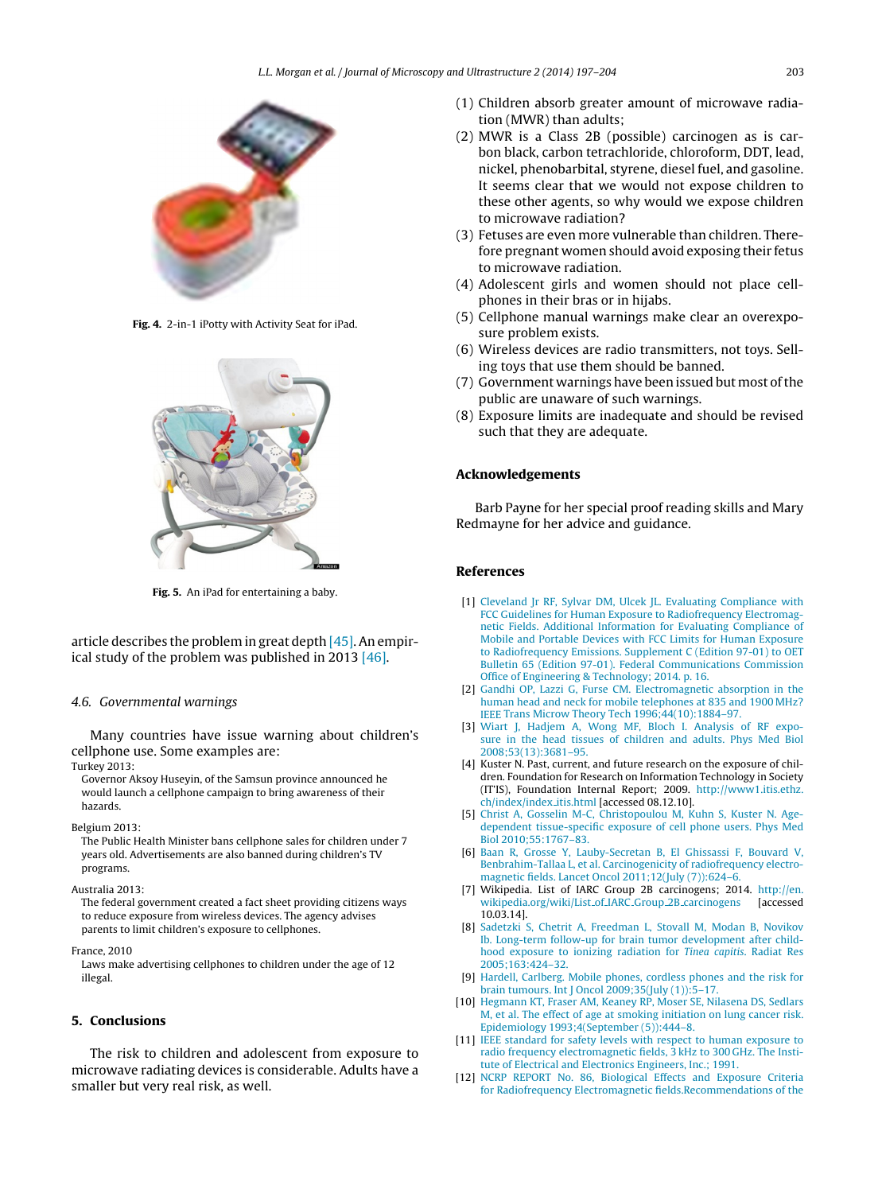Fig. 4. 2-in-1 iPotty with Activity Seat for iPad.

Fig. 5. An iPad for entertaining a baby.

article describes the problem in great depth [45]. An empirical study of the problem was published in 2013 [46].

### 4.6. Governmental warnings

Many countries have issue warning about children's cellphone use. Some examples are:

Turkey 2013:
Governor Aksoy Huseyin, of the Samsun province announced he would launch a cellphone campaign to bring awareness of their hazards.

Belgium 2013:
The Public Health Minister bans cellphone sales for children under 7 years old. Advertisements are also banned during children's TV programs.

Australia 2013:
The federal government created a fact sheet providing citizens ways to reduce exposure from wireless devices. The agency advises parents to limit children's exposure to cellphones.

France, 2010
Laws make advertising cellphones to children under the age of 12 illegal.

## 5. Conclusions

The risk to children and adolescent from exposure to microwave radiating devices is considerable. Adults have a smaller but very real risk, as well.

(1) Children absorb greater amount of microwave radiation (MWR) than adults;
(2) MWR is a Class 2B (possible) carcinogen as is carbon black, carbon tetrachloride, chloroform, DDT, lead, nickel, phenobarbital, styrene, diesel fuel, and gasoline. It seems clear that we would not expose children to these other agents, so why would we expose children to microwave radiation?
(3) Fetuses are even more vulnerable than children. Therefore pregnant women should avoid exposing their fetus to microwave radiation.
(4) Adolescent girls and women should not place cellphones in their bras or in hijabs.
(5) Cellphone manual warnings make clear an overexposure problem exists.
(6) Wireless devices are radio transmitters, not toys. Selling toys that use them should be banned.
(7) Government warnings have been issued but most of the public are unaware of such warnings.
(8) Exposure limits are inadequate and should be revised such that they are adequate.

## Acknowledgements

Barb Payne for her special proof reading skills and Mary Redmayne for her advice and guidance.

## References

[1] Cleveland Jr RF, Sylvar DM, Ulcek JL. Evaluating Compliance with FCC Guidelines for Human Exposure to Radiofrequency Electromagnetic Fields. Additional Information for Evaluating Compliance of Mobile and Portable Devices with FCC Limits for Human Exposure to Radiofrequency Emissions. Supplement C (Edition 97-01) to OET Bulletin 65 (Edition 97-01). Federal Communications Commission Office of Engineering & Technology; 2014. p. 16.

[2] Gandhi OP, Lazzi G, Furse CM. Electromagnetic absorption in the human head and neck for mobile telephones at 835 and 1900 MHz? IEEE Trans Microw Theory Tech 1996;44(10):1884–97.

[3] Wiart J, Hadjem A, Wong MF, Bloch I. Analysis of RF exposure in the head tissues of children and adults. Phys Med Biol 2008;53(13):3681–95.

[4] Kuster N. Past, current, and future research on the exposure of children. Foundation for Research on Information Technology in Society (IT'IS), Foundation Internal Report; 2009. http://www1.itis.ethz.ch/index/index_itis.html [accessed 08.12.10].

[5] Christ A, Gosselin M-C, Christopoulou M, Kuhn S, Kuster N. Age-dependent tissue-specific exposure of cell phone users. Phys Med Biol 2010;55:1767–83.

[6] Baan R, Grosse Y, Lauby-Secretan B, El Ghissassi F, Bouvard V, Benbrahim-Tallaa L, et al. Carcinogenicity of radiofrequency electromagnetic fields. Lancet Oncol 2011;12(July (7)):624–6.

[7] Wikipedia. List of IARC Group 2B carcinogens; 2014. http://en.wikipedia.org/wiki/List_of_IARC_Group_2B_carcinogens [accessed 10.03.14].

[8] Sadetzki S, Chetrit A, Freedman L, Stovall M, Modan B, Novikov Ib. Long-term follow-up for brain tumor development after childhood exposure to ionizing radiation for *Tinea capitis*. Radiat Res 2005;163:424–32.

[9] Hardell, Carlberg. Mobile phones, cordless phones and the risk for brain tumours. Int J Oncol 2009;35(July (1)):5–17.

[10] Hegmann KT, Fraser AM, Keaney RP, Moser SE, Nilasena DS, Sedlars M, et al. The effect of age at smoking initiation on lung cancer risk. Epidemiology 1993;4(September (5)):444–8.

[11] IEEE standard for safety levels with respect to human exposure to radio frequency electromagnetic fields, 3 kHz to 300 GHz. The Institute of Electrical and Electronics Engineers, Inc.; 1991.

[12] NCRP REPORT No. 86, Biological Effects and Exposure Criteria for Radiofrequency Electromagnetic fields.Recommendations of the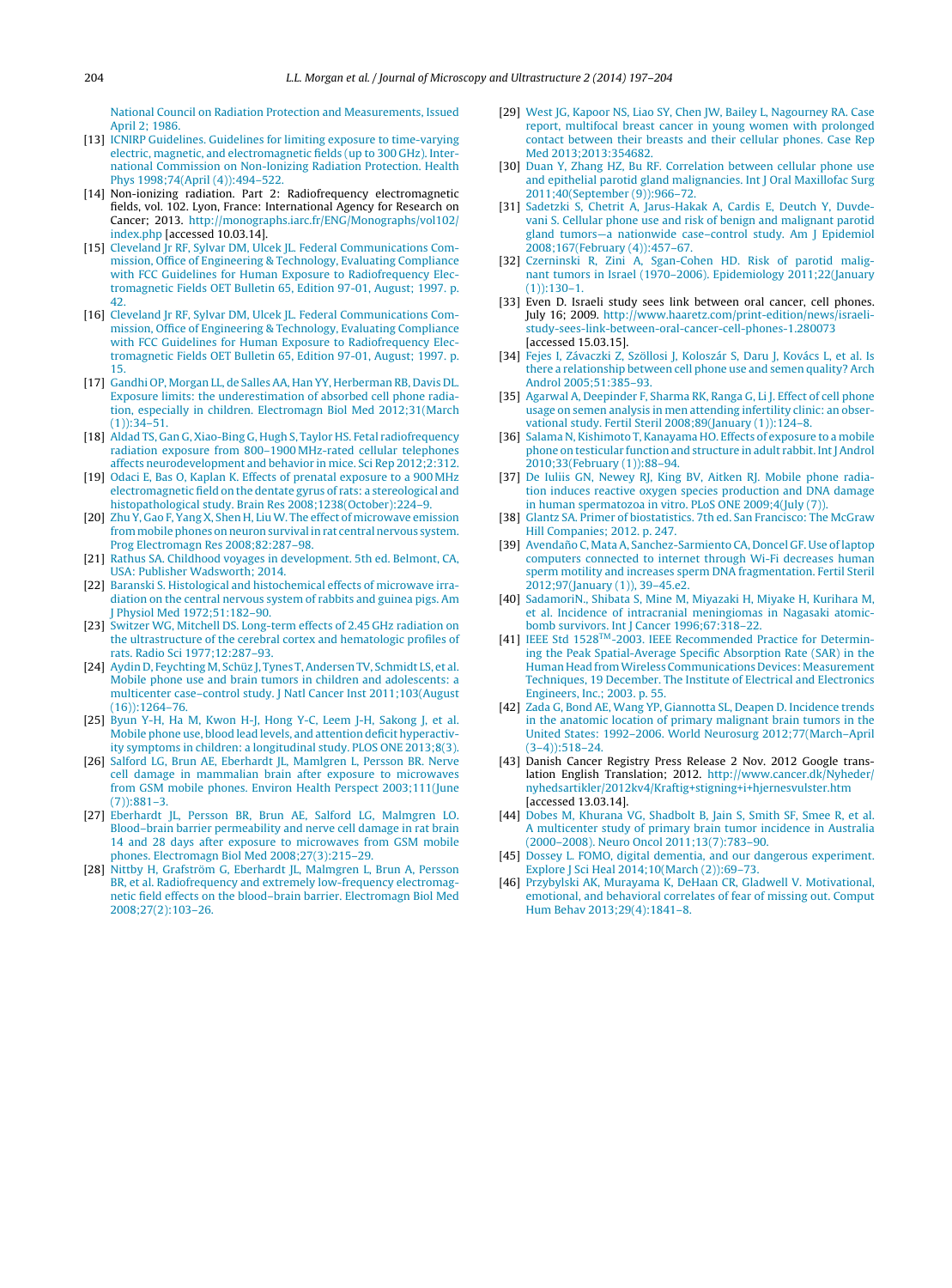National Council on Radiation Protection and Measurements, Issued April 2; 1986.

[13] ICNIRP Guidelines. Guidelines for limiting exposure to time-varying electric, magnetic, and electromagnetic fields (up to 300 GHz). International Commission on Non-Ionizing Radiation Protection. Health Phys 1998;74(April (4)):494–522.

[14] Non-ionizing radiation. Part 2: Radiofrequency electromagnetic fields, vol. 102. Lyon, France: International Agency for Research on Cancer; 2013. http://monographs.iarc.fr/ENG/Monographs/vol102/index.php [accessed 10.03.14].

[15] Cleveland Jr RF, Sylvar DM, Ulcek JL. Federal Communications Commission, Office of Engineering & Technology, Evaluating Compliance with FCC Guidelines for Human Exposure to Radiofrequency Electromagnetic Fields OET Bulletin 65, Edition 97-01, August; 1997. p. 42.

[16] Cleveland Jr RF, Sylvar DM, Ulcek JL. Federal Communications Commission, Office of Engineering & Technology, Evaluating Compliance with FCC Guidelines for Human Exposure to Radiofrequency Electromagnetic Fields OET Bulletin 65, Edition 97-01, August; 1997. p. 15.

[17] Gandhi OP, Morgan LL, de Salles AA, Han YY, Herberman RB, Davis DL. Exposure limits: the underestimation of absorbed cell phone radiation, especially in children. Electromagn Biol Med 2012;31(March (1)):34–51.

[18] Aldad TS, Gan G, Xiao-Bing G, Hugh S, Taylor HS. Fetal radiofrequency radiation exposure from 800–1900 MHz-rated cellular telephones affects neurodevelopment and behavior in mice. Sci Rep 2012;2:312.

[19] Odaci E, Bas O, Kaplan K. Effects of prenatal exposure to a 900 MHz electromagnetic field on the dentate gyrus of rats: a stereological and histopathological study. Brain Res 2008;1238(October):224–9.

[20] Zhu Y, Gao F, Yang X, Shen H, Liu W. The effect of microwave emission from mobile phones on neuron survival in rat central nervous system. Prog Electromagn Res 2008;82:287–98.

[21] Rathus SA. Childhood voyages in development. 5th ed. Belmont, CA, USA: Publisher Wadsworth; 2014.

[22] Baranski S. Histological and histochemical effects of microwave irradiation on the central nervous system of rabbits and guinea pigs. Am J Physiol Med 1972;51:182–90.

[23] Switzer WG, Mitchell DS. Long-term effects of 2.45 GHz radiation on the ultrastructure of the cerebral cortex and hematologic profiles of rats. Radio Sci 1977;12:287–93.

[24] Aydin D, Feychting M, Schüz J, Tynes T, Andersen TV, Schmidt LS, et al. Mobile phone use and brain tumors in children and adolescents: a multicenter case–control study. J Natl Cancer Inst 2011;103(August (16)):1264–76.

[25] Byun Y-H, Ha M, Kwon H-J, Hong Y-C, Leem J-H, Sakong J, et al. Mobile phone use, blood lead levels, and attention deficit hyperactivity symptoms in children: a longitudinal study. PLOS ONE 2013;8(3).

[26] Salford LG, Brun AE, Eberhardt JL, Mamlgren L, Persson BR. Nerve cell damage in mammalian brain after exposure to microwaves from GSM mobile phones. Environ Health Perspect 2003;111(June (7)):881–3.

[27] Eberhardt JL, Persson BR, Brun AE, Salford LG, Malmgren LO. Blood–brain barrier permeability and nerve cell damage in rat brain 14 and 28 days after exposure to microwaves from GSM mobile phones. Electromagn Biol Med 2008;27(3):215–29.

[28] Nittby H, Grafström G, Eberhardt JL, Malmgren L, Brun A, Persson BR, et al. Radiofrequency and extremely low-frequency electromagnetic field effects on the blood–brain barrier. Electromagn Biol Med 2008;27(2):103–26.

[29] West JG, Kapoor NS, Liao SY, Chen JW, Bailey L, Nagourney RA. Case report, multifocal breast cancer in young women with prolonged contact between their breasts and their cellular phones. Case Rep Med 2013;2013:354682.

[30] Duan Y, Zhang HZ, Bu RF. Correlation between cellular phone use and epithelial parotid gland malignancies. Int J Oral Maxillofac Surg 2011;40(September (9)):966–72.

[31] Sadetzki S, Chetrit A, Jarus-Hakak A, Cardis E, Deutch Y, Duvdevani S. Cellular phone use and risk of benign and malignant parotid gland tumors—a nationwide case–control study. Am J Epidemiol 2008;167(February (4)):457–67.

[32] Czerninski R, Zini A, Sgan-Cohen HD. Risk of parotid malignant tumors in Israel (1970–2006). Epidemiology 2011;22(January (1)):130–1.

[33] Even D. Israeli study sees link between oral cancer, cell phones. July 16; 2009. http://www.haaretz.com/print-edition/news/israeli-study-sees-link-between-oral-cancer-cell-phones-1.280073 [accessed 15.03.15].

[34] Fejes I, Závaczki Z, Szöllosi J, Koloszár S, Daru J, Kovács L, et al. Is there a relationship between cell phone use and semen quality? Arch Androl 2005;51:385–93.

[35] Agarwal A, Deepinder F, Sharma RK, Ranga G, Li J. Effect of cell phone usage on semen analysis in men attending infertility clinic: an observational study. Fertil Steril 2008;89(January (1)):124–8.

[36] Salama N, Kishimoto T, Kanayama HO. Effects of exposure to a mobile phone on testicular function and structure in adult rabbit. Int J Androl 2010;33(February (1)):88–94.

[37] De Iuliis GN, Newey RJ, King BV, Aitken RJ. Mobile phone radiation induces reactive oxygen species production and DNA damage in human spermatozoa in vitro. PLoS ONE 2009;4(July (7)).

[38] Glantz SA. Primer of biostatistics. 7th ed. San Francisco: The McGraw Hill Companies; 2012. p. 247.

[39] Avendaño C, Mata A, Sanchez-Sarmiento CA, Doncel GF. Use of laptop computers connected to internet through Wi-Fi decreases human sperm motility and increases sperm DNA fragmentation. Fertil Steril 2012;97(January (1)), 39–45.e2.

[40] SadamoriN., Shibata S, Mine M, Miyazaki H, Miyake H, Kurihara M, et al. Incidence of intracranial meningiomas in Nagasaki atomic-bomb survivors. Int J Cancer 1996;67:318–22.

[41] IEEE Std 1528™-2003. IEEE Recommended Practice for Determining the Peak Spatial-Average Specific Absorption Rate (SAR) in the Human Head from Wireless Communications Devices: Measurement Techniques, 19 December. The Institute of Electrical and Electronics Engineers, Inc.; 2003. p. 55.

[42] Zada G, Bond AE, Wang YP, Giannotta SL, Deapen D. Incidence trends in the anatomic location of primary malignant brain tumors in the United States: 1992–2006. World Neurosurg 2012;77(March–April (3–4)):518–24.

[43] Danish Cancer Registry Press Release 2 Nov. 2012 Google translation English Translation; 2012. http://www.cancer.dk/Nyheder/nyhedsartikler/2012kv4/Kraftig+stigning+i+hjernesvulster.htm [accessed 13.03.14].

[44] Dobes M, Khurana VG, Shadbolt B, Jain S, Smith SF, Smee R, et al. A multicenter study of primary brain tumor incidence in Australia (2000–2008). Neuro Oncol 2011;13(7):783–90.

[45] Dossey L. FOMO, digital dementia, and our dangerous experiment. Explore J Sci Heal 2014;10(March (2)):69–73.

[46] Przybylski AK, Murayama K, DeHaan CR, Gladwell V. Motivational, emotional, and behavioral correlates of fear of missing out. Comput Hum Behav 2013;29(4):1841–8.